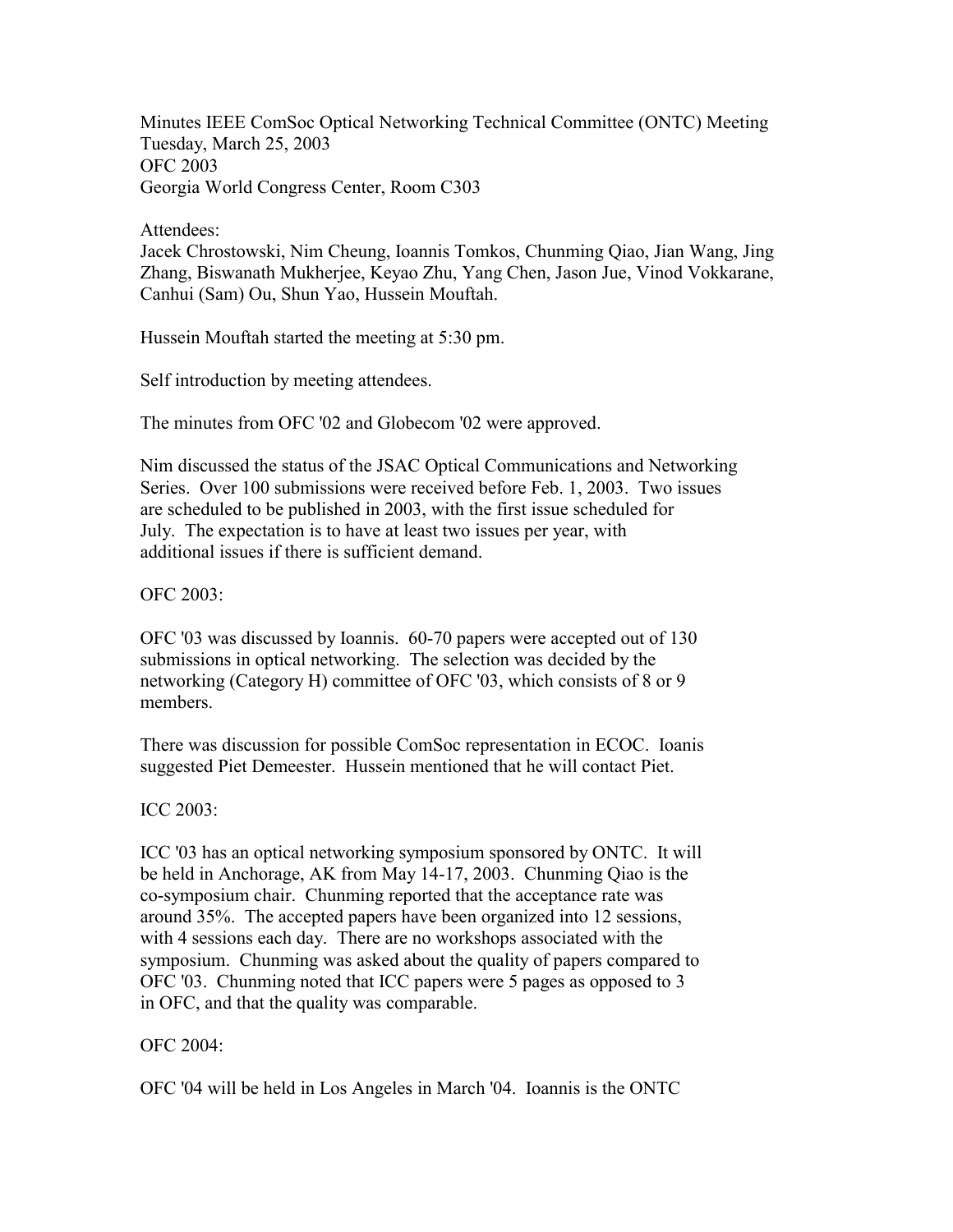Minutes IEEE ComSoc Optical Networking Technical Committee (ONTC) Meeting
Tuesday, March 25, 2003
OFC 2003
Georgia World Congress Center, Room C303

Attendees:
Jacek Chrostowski, Nim Cheung, Ioannis Tomkos, Chunming Qiao, Jian Wang, Jing Zhang, Biswanath Mukherjee, Keyao Zhu, Yang Chen, Jason Jue, Vinod Vokkarane, Canhui (Sam) Ou, Shun Yao, Hussein Mouftah.

Hussein Mouftah started the meeting at 5:30 pm.

Self introduction by meeting attendees.

The minutes from OFC '02 and Globecom '02 were approved.

Nim discussed the status of the JSAC Optical Communications and Networking Series. Over 100 submissions were received before Feb. 1, 2003. Two issues are scheduled to be published in 2003, with the first issue scheduled for July. The expectation is to have at least two issues per year, with additional issues if there is sufficient demand.

OFC 2003:

OFC '03 was discussed by Ioannis. 60-70 papers were accepted out of 130 submissions in optical networking. The selection was decided by the networking (Category H) committee of OFC '03, which consists of 8 or 9 members.

There was discussion for possible ComSoc representation in ECOC. Ioanis suggested Piet Demeester. Hussein mentioned that he will contact Piet.

ICC 2003:

ICC '03 has an optical networking symposium sponsored by ONTC. It will be held in Anchorage, AK from May 14-17, 2003. Chunming Qiao is the co-symposium chair. Chunming reported that the acceptance rate was around 35%. The accepted papers have been organized into 12 sessions, with 4 sessions each day. There are no workshops associated with the symposium. Chunming was asked about the quality of papers compared to OFC '03. Chunming noted that ICC papers were 5 pages as opposed to 3 in OFC, and that the quality was comparable.

OFC 2004:

OFC '04 will be held in Los Angeles in March '04. Ioannis is the ONTC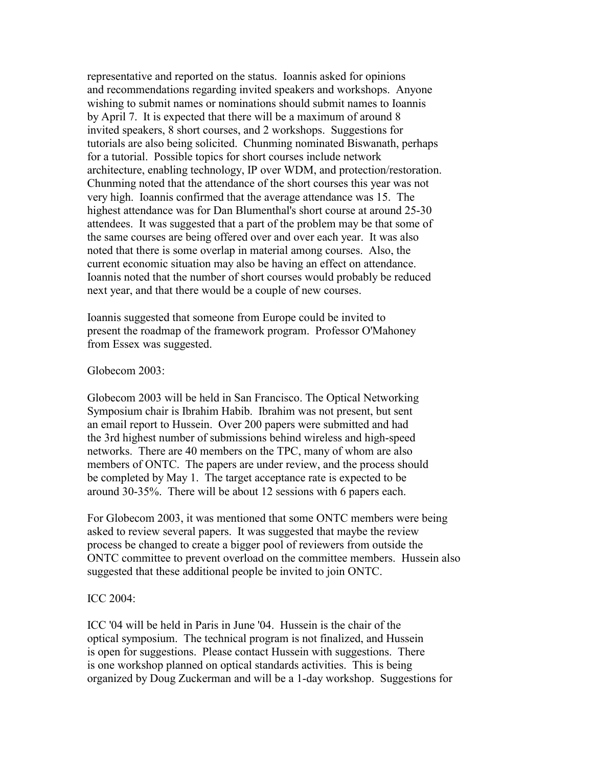representative and reported on the status. Ioannis asked for opinions and recommendations regarding invited speakers and workshops. Anyone wishing to submit names or nominations should submit names to Ioannis by April 7. It is expected that there will be a maximum of around 8 invited speakers, 8 short courses, and 2 workshops. Suggestions for tutorials are also being solicited. Chunming nominated Biswanath, perhaps for a tutorial. Possible topics for short courses include network architecture, enabling technology, IP over WDM, and protection/restoration. Chunming noted that the attendance of the short courses this year was not very high. Ioannis confirmed that the average attendance was 15. The highest attendance was for Dan Blumenthal's short course at around 25-30 attendees. It was suggested that a part of the problem may be that some of the same courses are being offered over and over each year. It was also noted that there is some overlap in material among courses. Also, the current economic situation may also be having an effect on attendance. Ioannis noted that the number of short courses would probably be reduced next year, and that there would be a couple of new courses.

Ioannis suggested that someone from Europe could be invited to present the roadmap of the framework program. Professor O'Mahoney from Essex was suggested.

Globecom 2003:

Globecom 2003 will be held in San Francisco. The Optical Networking Symposium chair is Ibrahim Habib. Ibrahim was not present, but sent an email report to Hussein. Over 200 papers were submitted and had the 3rd highest number of submissions behind wireless and high-speed networks. There are 40 members on the TPC, many of whom are also members of ONTC. The papers are under review, and the process should be completed by May 1. The target acceptance rate is expected to be around 30-35%. There will be about 12 sessions with 6 papers each.

For Globecom 2003, it was mentioned that some ONTC members were being asked to review several papers. It was suggested that maybe the review process be changed to create a bigger pool of reviewers from outside the ONTC committee to prevent overload on the committee members. Hussein also suggested that these additional people be invited to join ONTC.

ICC 2004:

ICC '04 will be held in Paris in June '04. Hussein is the chair of the optical symposium. The technical program is not finalized, and Hussein is open for suggestions. Please contact Hussein with suggestions. There is one workshop planned on optical standards activities. This is being organized by Doug Zuckerman and will be a 1-day workshop. Suggestions for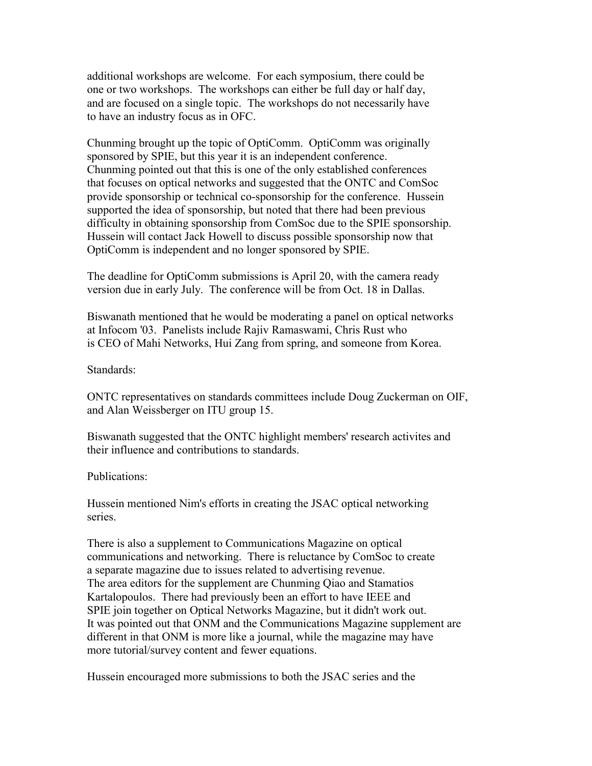additional workshops are welcome. For each symposium, there could be one or two workshops. The workshops can either be full day or half day, and are focused on a single topic. The workshops do not necessarily have to have an industry focus as in OFC.

Chunming brought up the topic of OptiComm. OptiComm was originally sponsored by SPIE, but this year it is an independent conference. Chunming pointed out that this is one of the only established conferences that focuses on optical networks and suggested that the ONTC and ComSoc provide sponsorship or technical co-sponsorship for the conference. Hussein supported the idea of sponsorship, but noted that there had been previous difficulty in obtaining sponsorship from ComSoc due to the SPIE sponsorship. Hussein will contact Jack Howell to discuss possible sponsorship now that OptiComm is independent and no longer sponsored by SPIE.

The deadline for OptiComm submissions is April 20, with the camera ready version due in early July. The conference will be from Oct. 18 in Dallas.

Biswanath mentioned that he would be moderating a panel on optical networks at Infocom '03. Panelists include Rajiv Ramaswami, Chris Rust who is CEO of Mahi Networks, Hui Zang from spring, and someone from Korea.

Standards:

ONTC representatives on standards committees include Doug Zuckerman on OIF, and Alan Weissberger on ITU group 15.

Biswanath suggested that the ONTC highlight members' research activites and their influence and contributions to standards.

Publications:

Hussein mentioned Nim's efforts in creating the JSAC optical networking series.

There is also a supplement to Communications Magazine on optical communications and networking. There is reluctance by ComSoc to create a separate magazine due to issues related to advertising revenue. The area editors for the supplement are Chunming Qiao and Stamatios Kartalopoulos. There had previously been an effort to have IEEE and SPIE join together on Optical Networks Magazine, but it didn't work out. It was pointed out that ONM and the Communications Magazine supplement are different in that ONM is more like a journal, while the magazine may have more tutorial/survey content and fewer equations.

Hussein encouraged more submissions to both the JSAC series and the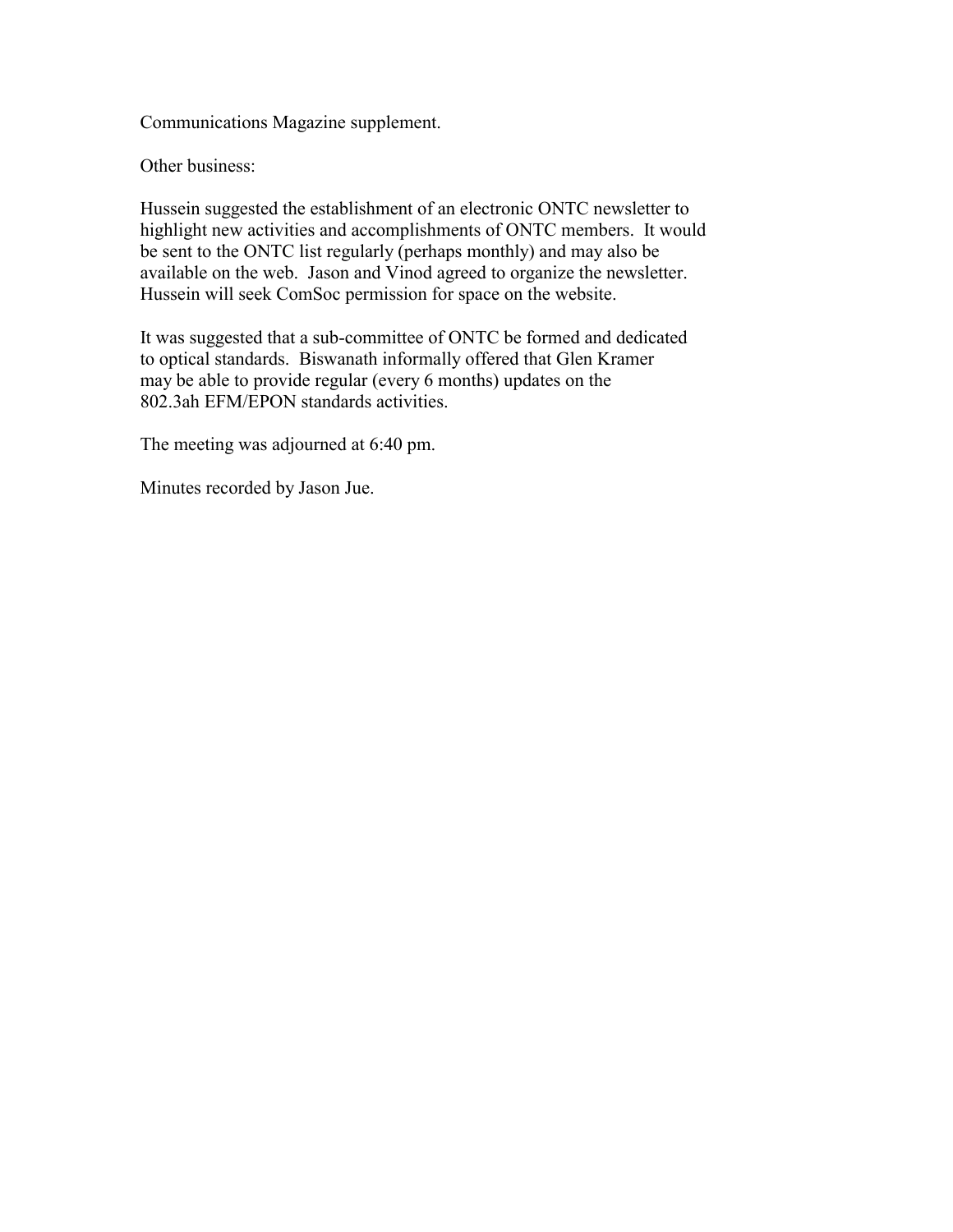Communications Magazine supplement.

Other business:

Hussein suggested the establishment of an electronic ONTC newsletter to highlight new activities and accomplishments of ONTC members. It would be sent to the ONTC list regularly (perhaps monthly) and may also be available on the web. Jason and Vinod agreed to organize the newsletter. Hussein will seek ComSoc permission for space on the website.

It was suggested that a sub-committee of ONTC be formed and dedicated to optical standards. Biswanath informally offered that Glen Kramer may be able to provide regular (every 6 months) updates on the 802.3ah EFM/EPON standards activities.

The meeting was adjourned at 6:40 pm.

Minutes recorded by Jason Jue.